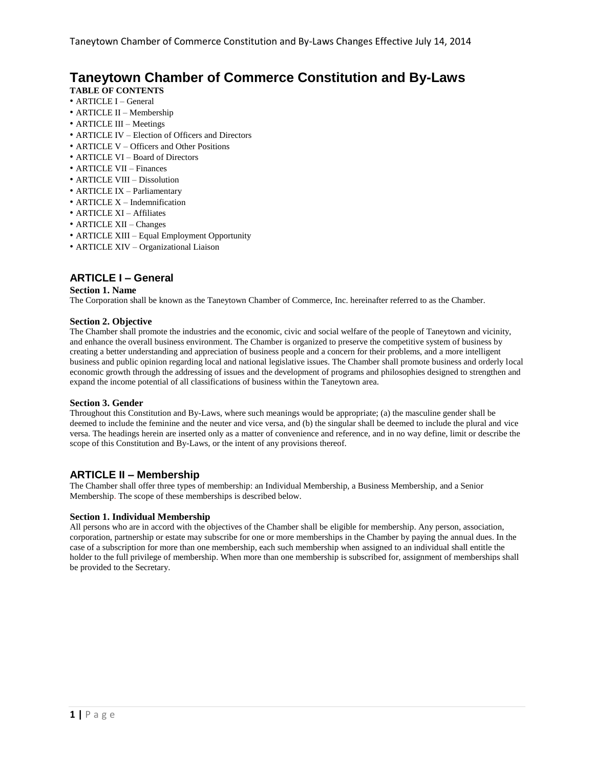# Taneytown Chamber of Commerce Constitution and By-Laws

**TABLE OF CONTENTS**

- ARTICLE I – General
- ARTICLE II – Membership
- ARTICLE III – Meetings
- ARTICLE IV – Election of Officers and Directors
- ARTICLE V – Officers and Other Positions
- ARTICLE VI – Board of Directors
- ARTICLE VII – Finances
- ARTICLE VIII – Dissolution
- ARTICLE IX – Parliamentary
- ARTICLE X – Indemnification
- ARTICLE XI – Affiliates
- ARTICLE XII – Changes
- ARTICLE XIII – Equal Employment Opportunity
- ARTICLE XIV – Organizational Liaison

## ARTICLE I – General

### Section 1. Name

The Corporation shall be known as the Taneytown Chamber of Commerce, Inc. hereinafter referred to as the Chamber.

### Section 2. Objective

The Chamber shall promote the industries and the economic, civic and social welfare of the people of Taneytown and vicinity, and enhance the overall business environment. The Chamber is organized to preserve the competitive system of business by creating a better understanding and appreciation of business people and a concern for their problems, and a more intelligent business and public opinion regarding local and national legislative issues. The Chamber shall promote business and orderly local economic growth through the addressing of issues and the development of programs and philosophies designed to strengthen and expand the income potential of all classifications of business within the Taneytown area.

### Section 3. Gender

Throughout this Constitution and By-Laws, where such meanings would be appropriate; (a) the masculine gender shall be deemed to include the feminine and the neuter and vice versa, and (b) the singular shall be deemed to include the plural and vice versa. The headings herein are inserted only as a matter of convenience and reference, and in no way define, limit or describe the scope of this Constitution and By-Laws, or the intent of any provisions thereof.

## ARTICLE II – Membership

The Chamber shall offer three types of membership: an Individual Membership, a Business Membership, and a Senior Membership. The scope of these memberships is described below.

### Section 1. Individual Membership

All persons who are in accord with the objectives of the Chamber shall be eligible for membership. Any person, association, corporation, partnership or estate may subscribe for one or more memberships in the Chamber by paying the annual dues. In the case of a subscription for more than one membership, each such membership when assigned to an individual shall entitle the holder to the full privilege of membership. When more than one membership is subscribed for, assignment of memberships shall be provided to the Secretary.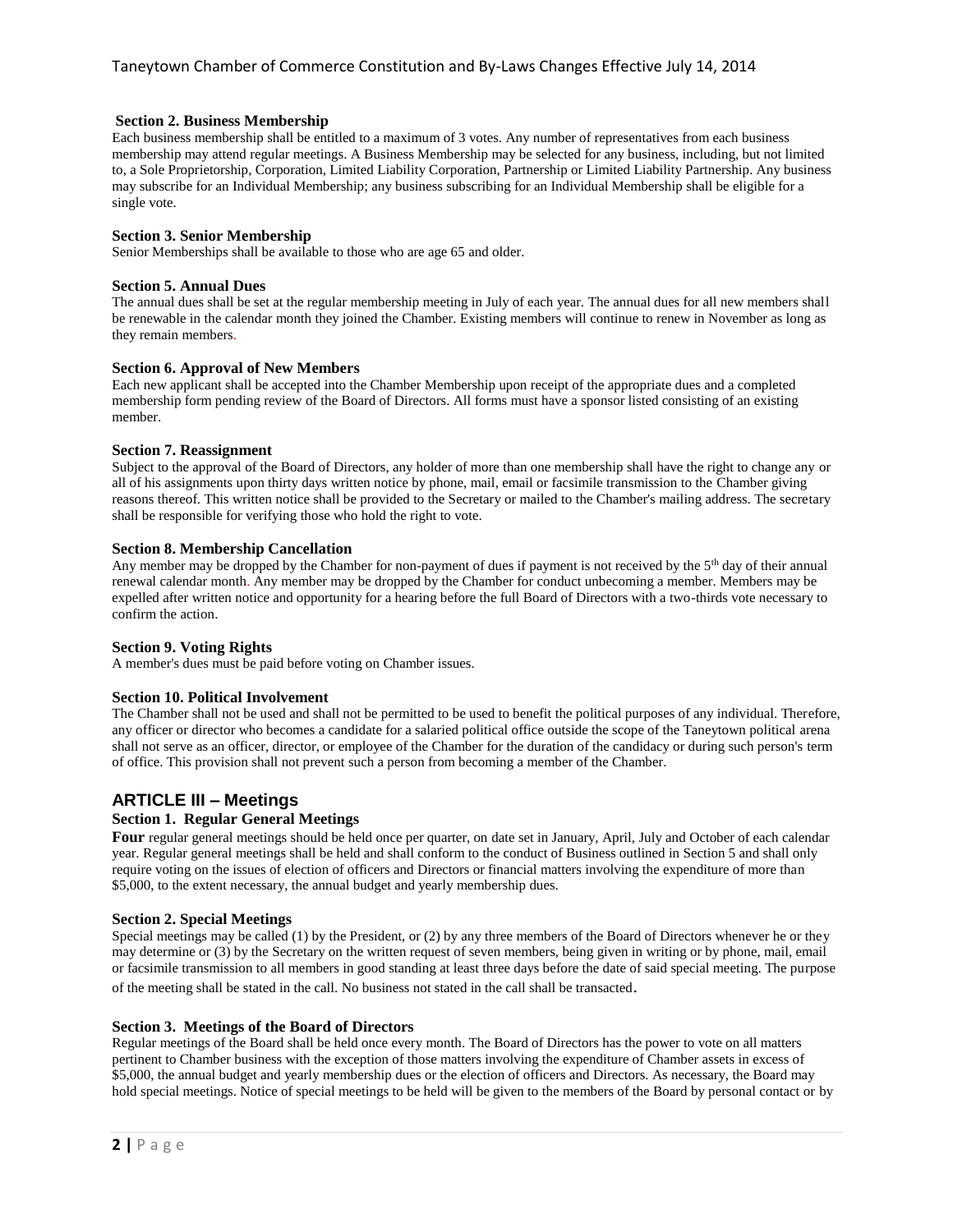### Section 2. Business Membership

Each business membership shall be entitled to a maximum of 3 votes. Any number of representatives from each business membership may attend regular meetings. A Business Membership may be selected for any business, including, but not limited to, a Sole Proprietorship, Corporation, Limited Liability Corporation, Partnership or Limited Liability Partnership. Any business may subscribe for an Individual Membership; any business subscribing for an Individual Membership shall be eligible for a single vote.

### Section 3. Senior Membership

Senior Memberships shall be available to those who are age 65 and older.

### Section 5. Annual Dues

The annual dues shall be set at the regular membership meeting in July of each year. The annual dues for all new members shall be renewable in the calendar month they joined the Chamber. Existing members will continue to renew in November as long as they remain members.

### Section 6. Approval of New Members

Each new applicant shall be accepted into the Chamber Membership upon receipt of the appropriate dues and a completed membership form pending review of the Board of Directors. All forms must have a sponsor listed consisting of an existing member.

### Section 7. Reassignment

Subject to the approval of the Board of Directors, any holder of more than one membership shall have the right to change any or all of his assignments upon thirty days written notice by phone, mail, email or facsimile transmission to the Chamber giving reasons thereof. This written notice shall be provided to the Secretary or mailed to the Chamber's mailing address. The secretary shall be responsible for verifying those who hold the right to vote.

### Section 8. Membership Cancellation

Any member may be dropped by the Chamber for non-payment of dues if payment is not received by the 5th day of their annual renewal calendar month. Any member may be dropped by the Chamber for conduct unbecoming a member. Members may be expelled after written notice and opportunity for a hearing before the full Board of Directors with a two-thirds vote necessary to confirm the action.

### Section 9. Voting Rights

A member's dues must be paid before voting on Chamber issues.

### Section 10. Political Involvement

The Chamber shall not be used and shall not be permitted to be used to benefit the political purposes of any individual. Therefore, any officer or director who becomes a candidate for a salaried political office outside the scope of the Taneytown political arena shall not serve as an officer, director, or employee of the Chamber for the duration of the candidacy or during such person's term of office. This provision shall not prevent such a person from becoming a member of the Chamber.

## ARTICLE III – Meetings

### Section 1. Regular General Meetings

**Four** regular general meetings should be held once per quarter, on date set in January, April, July and October of each calendar year. Regular general meetings shall be held and shall conform to the conduct of Business outlined in Section 5 and shall only require voting on the issues of election of officers and Directors or financial matters involving the expenditure of more than $5,000, to the extent necessary, the annual budget and yearly membership dues.

### Section 2. Special Meetings

Special meetings may be called (1) by the President, or (2) by any three members of the Board of Directors whenever he or they may determine or (3) by the Secretary on the written request of seven members, being given in writing or by phone, mail, email or facsimile transmission to all members in good standing at least three days before the date of said special meeting. The purpose of the meeting shall be stated in the call. No business not stated in the call shall be transacted.

### Section 3. Meetings of the Board of Directors

Regular meetings of the Board shall be held once every month. The Board of Directors has the power to vote on all matters pertinent to Chamber business with the exception of those matters involving the expenditure of Chamber assets in excess of $5,000, the annual budget and yearly membership dues or the election of officers and Directors. As necessary, the Board may hold special meetings. Notice of special meetings to be held will be given to the members of the Board by personal contact or by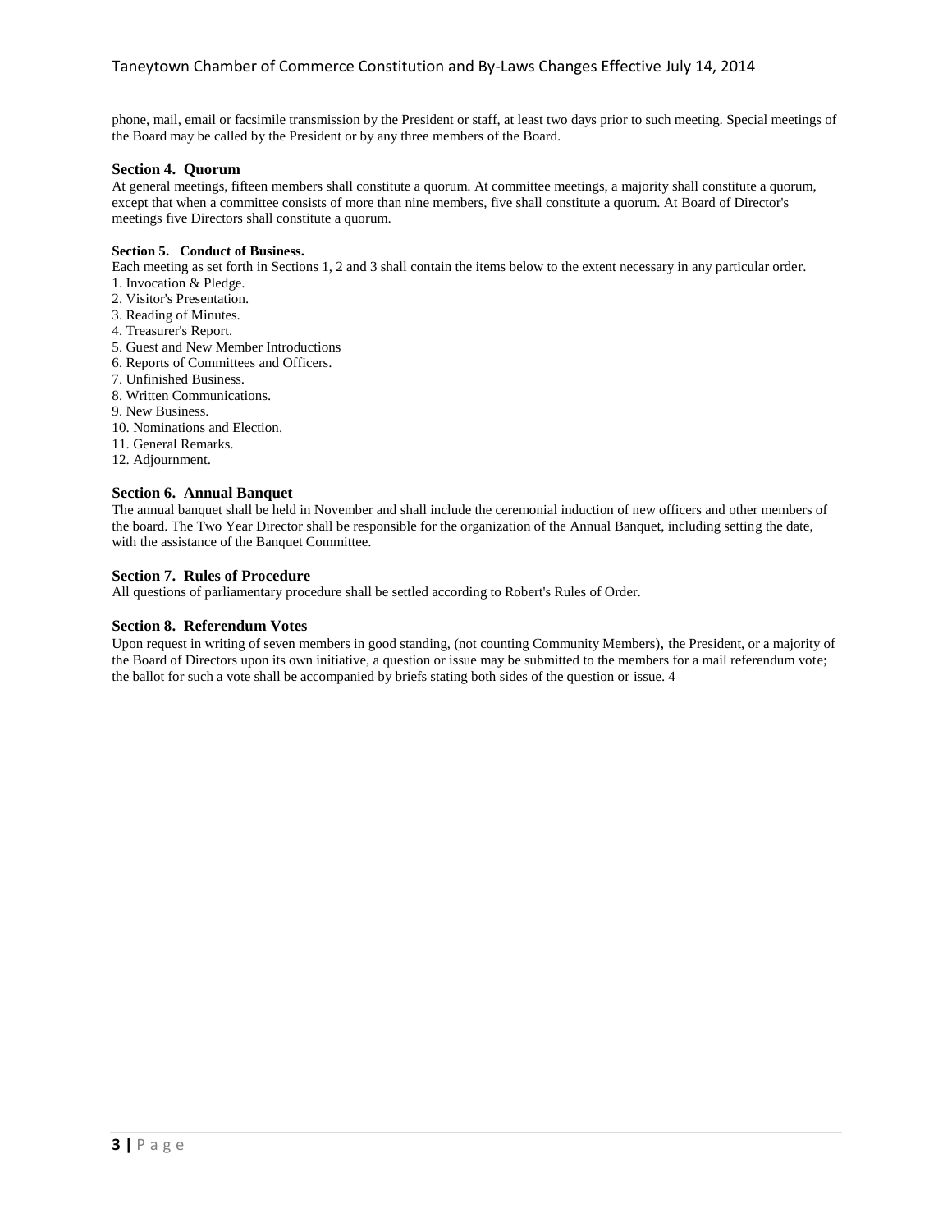phone, mail, email or facsimile transmission by the President or staff, at least two days prior to such meeting. Special meetings of the Board may be called by the President or by any three members of the Board.

### Section 4. Quorum

At general meetings, fifteen members shall constitute a quorum. At committee meetings, a majority shall constitute a quorum, except that when a committee consists of more than nine members, five shall constitute a quorum. At Board of Director's meetings five Directors shall constitute a quorum.

#### Section 5. Conduct of Business.

Each meeting as set forth in Sections 1, 2 and 3 shall contain the items below to the extent necessary in any particular order.

1. Invocation & Pledge.
2. Visitor's Presentation.
3. Reading of Minutes.
4. Treasurer's Report.
5. Guest and New Member Introductions
6. Reports of Committees and Officers.
7. Unfinished Business.
8. Written Communications.
9. New Business.
10. Nominations and Election.
11. General Remarks.
12. Adjournment.

### Section 6. Annual Banquet

The annual banquet shall be held in November and shall include the ceremonial induction of new officers and other members of the board. The Two Year Director shall be responsible for the organization of the Annual Banquet, including setting the date, with the assistance of the Banquet Committee.

### Section 7. Rules of Procedure

All questions of parliamentary procedure shall be settled according to Robert's Rules of Order.

### Section 8. Referendum Votes

Upon request in writing of seven members in good standing, (not counting Community Members), the President, or a majority of the Board of Directors upon its own initiative, a question or issue may be submitted to the members for a mail referendum vote; the ballot for such a vote shall be accompanied by briefs stating both sides of the question or issue. 4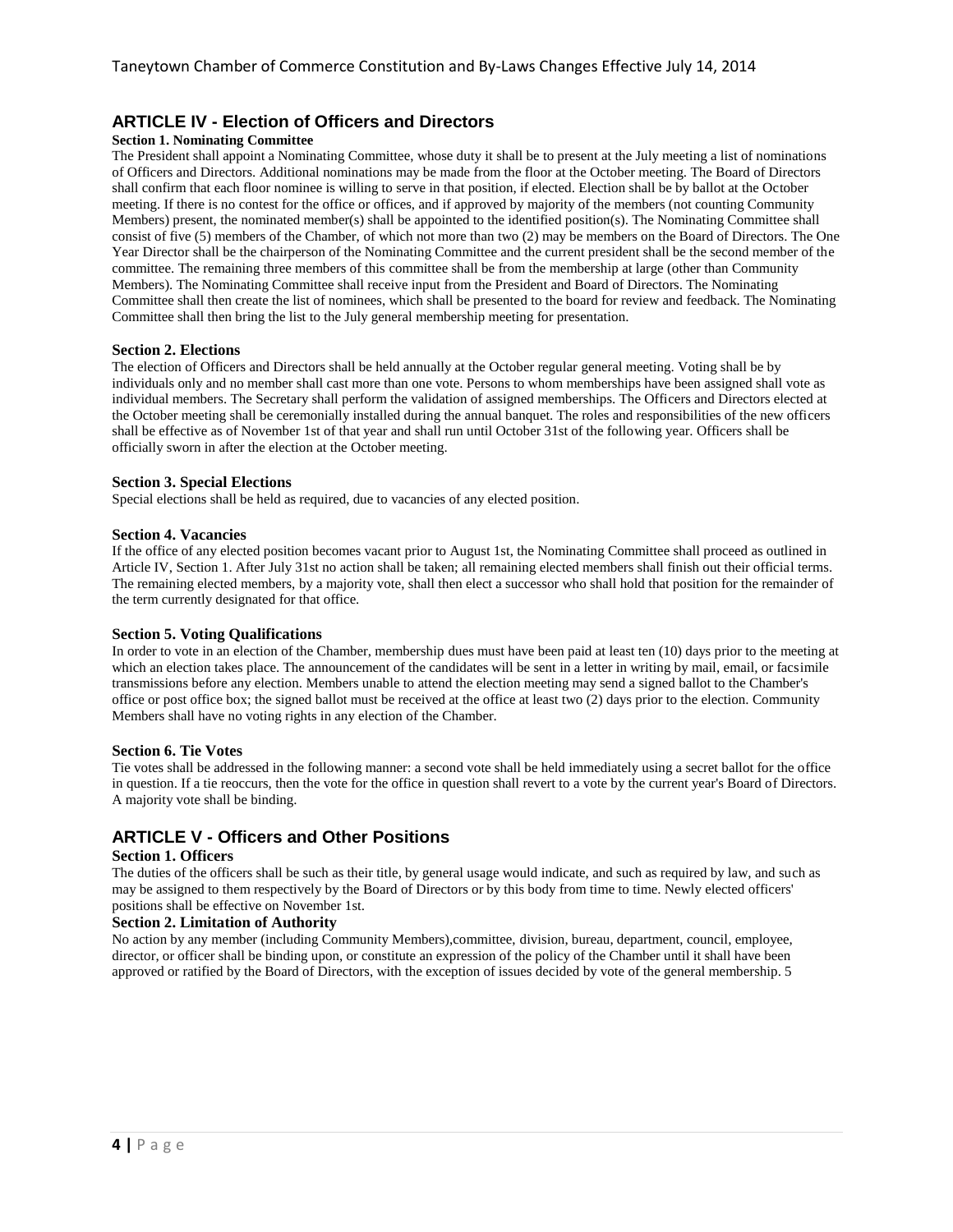## ARTICLE IV - Election of Officers and Directors

**Section 1. Nominating Committee**

The President shall appoint a Nominating Committee, whose duty it shall be to present at the July meeting a list of nominations of Officers and Directors. Additional nominations may be made from the floor at the October meeting. The Board of Directors shall confirm that each floor nominee is willing to serve in that position, if elected. Election shall be by ballot at the October meeting. If there is no contest for the office or offices, and if approved by majority of the members (not counting Community Members) present, the nominated member(s) shall be appointed to the identified position(s). The Nominating Committee shall consist of five (5) members of the Chamber, of which not more than two (2) may be members on the Board of Directors. The One Year Director shall be the chairperson of the Nominating Committee and the current president shall be the second member of the committee. The remaining three members of this committee shall be from the membership at large (other than Community Members). The Nominating Committee shall receive input from the President and Board of Directors. The Nominating Committee shall then create the list of nominees, which shall be presented to the board for review and feedback. The Nominating Committee shall then bring the list to the July general membership meeting for presentation.

**Section 2. Elections**

The election of Officers and Directors shall be held annually at the October regular general meeting. Voting shall be by individuals only and no member shall cast more than one vote. Persons to whom memberships have been assigned shall vote as individual members. The Secretary shall perform the validation of assigned memberships. The Officers and Directors elected at the October meeting shall be ceremonially installed during the annual banquet. The roles and responsibilities of the new officers shall be effective as of November 1st of that year and shall run until October 31st of the following year. Officers shall be officially sworn in after the election at the October meeting.

**Section 3. Special Elections**

Special elections shall be held as required, due to vacancies of any elected position.

**Section 4. Vacancies**

If the office of any elected position becomes vacant prior to August 1st, the Nominating Committee shall proceed as outlined in Article IV, Section 1. After July 31st no action shall be taken; all remaining elected members shall finish out their official terms. The remaining elected members, by a majority vote, shall then elect a successor who shall hold that position for the remainder of the term currently designated for that office.

**Section 5. Voting Qualifications**

In order to vote in an election of the Chamber, membership dues must have been paid at least ten (10) days prior to the meeting at which an election takes place. The announcement of the candidates will be sent in a letter in writing by mail, email, or facsimile transmissions before any election. Members unable to attend the election meeting may send a signed ballot to the Chamber's office or post office box; the signed ballot must be received at the office at least two (2) days prior to the election. Community Members shall have no voting rights in any election of the Chamber.

**Section 6. Tie Votes**

Tie votes shall be addressed in the following manner: a second vote shall be held immediately using a secret ballot for the office in question. If a tie reoccurs, then the vote for the office in question shall revert to a vote by the current year's Board of Directors. A majority vote shall be binding.

## ARTICLE V - Officers and Other Positions

**Section 1. Officers**

The duties of the officers shall be such as their title, by general usage would indicate, and such as required by law, and such as may be assigned to them respectively by the Board of Directors or by this body from time to time. Newly elected officers' positions shall be effective on November 1st.

**Section 2. Limitation of Authority**

No action by any member (including Community Members),committee, division, bureau, department, council, employee, director, or officer shall be binding upon, or constitute an expression of the policy of the Chamber until it shall have been approved or ratified by the Board of Directors, with the exception of issues decided by vote of the general membership. 5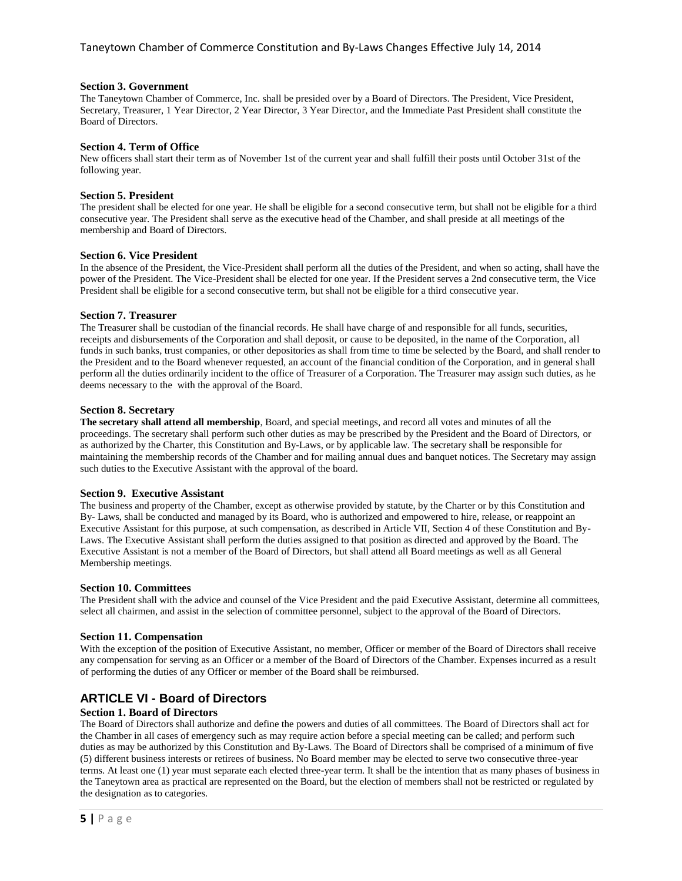**Section 3. Government**

The Taneytown Chamber of Commerce, Inc. shall be presided over by a Board of Directors. The President, Vice President, Secretary, Treasurer, 1 Year Director, 2 Year Director, 3 Year Director, and the Immediate Past President shall constitute the Board of Directors.

**Section 4. Term of Office**

New officers shall start their term as of November 1st of the current year and shall fulfill their posts until October 31st of the following year.

**Section 5. President**

The president shall be elected for one year. He shall be eligible for a second consecutive term, but shall not be eligible for a third consecutive year. The President shall serve as the executive head of the Chamber, and shall preside at all meetings of the membership and Board of Directors.

**Section 6. Vice President**

In the absence of the President, the Vice-President shall perform all the duties of the President, and when so acting, shall have the power of the President. The Vice-President shall be elected for one year. If the President serves a 2nd consecutive term, the Vice President shall be eligible for a second consecutive term, but shall not be eligible for a third consecutive year.

**Section 7. Treasurer**

The Treasurer shall be custodian of the financial records. He shall have charge of and responsible for all funds, securities, receipts and disbursements of the Corporation and shall deposit, or cause to be deposited, in the name of the Corporation, all funds in such banks, trust companies, or other depositories as shall from time to time be selected by the Board, and shall render to the President and to the Board whenever requested, an account of the financial condition of the Corporation, and in general shall perform all the duties ordinarily incident to the office of Treasurer of a Corporation. The Treasurer may assign such duties, as he deems necessary to the  with the approval of the Board.

**Section 8. Secretary**

**The secretary shall attend all membership**, Board, and special meetings, and record all votes and minutes of all the proceedings. The secretary shall perform such other duties as may be prescribed by the President and the Board of Directors, or as authorized by the Charter, this Constitution and By-Laws, or by applicable law. The secretary shall be responsible for maintaining the membership records of the Chamber and for mailing annual dues and banquet notices. The Secretary may assign such duties to the Executive Assistant with the approval of the board.

**Section 9. Executive Assistant**

The business and property of the Chamber, except as otherwise provided by statute, by the Charter or by this Constitution and By- Laws, shall be conducted and managed by its Board, who is authorized and empowered to hire, release, or reappoint an Executive Assistant for this purpose, at such compensation, as described in Article VII, Section 4 of these Constitution and By-Laws. The Executive Assistant shall perform the duties assigned to that position as directed and approved by the Board. The Executive Assistant is not a member of the Board of Directors, but shall attend all Board meetings as well as all General Membership meetings.

**Section 10. Committees**

The President shall with the advice and counsel of the Vice President and the paid Executive Assistant, determine all committees, select all chairmen, and assist in the selection of committee personnel, subject to the approval of the Board of Directors.

**Section 11. Compensation**

With the exception of the position of Executive Assistant, no member, Officer or member of the Board of Directors shall receive any compensation for serving as an Officer or a member of the Board of Directors of the Chamber. Expenses incurred as a result of performing the duties of any Officer or member of the Board shall be reimbursed.

## ARTICLE VI - Board of Directors

**Section 1. Board of Directors**

The Board of Directors shall authorize and define the powers and duties of all committees. The Board of Directors shall act for the Chamber in all cases of emergency such as may require action before a special meeting can be called; and perform such duties as may be authorized by this Constitution and By-Laws. The Board of Directors shall be comprised of a minimum of five (5) different business interests or retirees of business. No Board member may be elected to serve two consecutive three-year terms. At least one (1) year must separate each elected three-year term. It shall be the intention that as many phases of business in the Taneytown area as practical are represented on the Board, but the election of members shall not be restricted or regulated by the designation as to categories.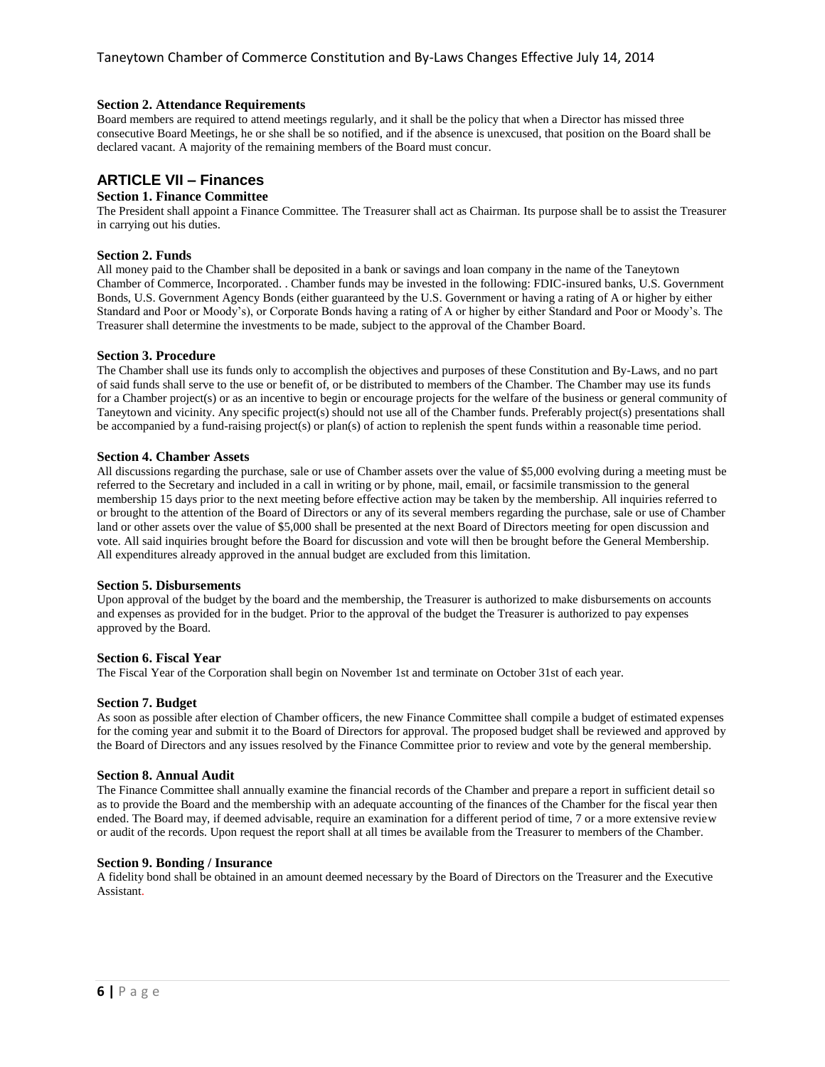**Section 2. Attendance Requirements**

Board members are required to attend meetings regularly, and it shall be the policy that when a Director has missed three consecutive Board Meetings, he or she shall be so notified, and if the absence is unexcused, that position on the Board shall be declared vacant. A majority of the remaining members of the Board must concur.

## ARTICLE VII – Finances

**Section 1. Finance Committee**

The President shall appoint a Finance Committee. The Treasurer shall act as Chairman. Its purpose shall be to assist the Treasurer in carrying out his duties.

**Section 2. Funds**

All money paid to the Chamber shall be deposited in a bank or savings and loan company in the name of the Taneytown Chamber of Commerce, Incorporated. . Chamber funds may be invested in the following: FDIC-insured banks, U.S. Government Bonds, U.S. Government Agency Bonds (either guaranteed by the U.S. Government or having a rating of A or higher by either Standard and Poor or Moody's), or Corporate Bonds having a rating of A or higher by either Standard and Poor or Moody's. The Treasurer shall determine the investments to be made, subject to the approval of the Chamber Board.

**Section 3. Procedure**

The Chamber shall use its funds only to accomplish the objectives and purposes of these Constitution and By-Laws, and no part of said funds shall serve to the use or benefit of, or be distributed to members of the Chamber. The Chamber may use its funds for a Chamber project(s) or as an incentive to begin or encourage projects for the welfare of the business or general community of Taneytown and vicinity. Any specific project(s) should not use all of the Chamber funds. Preferably project(s) presentations shall be accompanied by a fund-raising project(s) or plan(s) of action to replenish the spent funds within a reasonable time period.

**Section 4. Chamber Assets**

All discussions regarding the purchase, sale or use of Chamber assets over the value of $5,000 evolving during a meeting must be referred to the Secretary and included in a call in writing or by phone, mail, email, or facsimile transmission to the general membership 15 days prior to the next meeting before effective action may be taken by the membership. All inquiries referred to or brought to the attention of the Board of Directors or any of its several members regarding the purchase, sale or use of Chamber land or other assets over the value of $5,000 shall be presented at the next Board of Directors meeting for open discussion and vote. All said inquiries brought before the Board for discussion and vote will then be brought before the General Membership. All expenditures already approved in the annual budget are excluded from this limitation.

**Section 5. Disbursements**

Upon approval of the budget by the board and the membership, the Treasurer is authorized to make disbursements on accounts and expenses as provided for in the budget. Prior to the approval of the budget the Treasurer is authorized to pay expenses approved by the Board.

**Section 6. Fiscal Year**

The Fiscal Year of the Corporation shall begin on November 1st and terminate on October 31st of each year.

**Section 7. Budget**

As soon as possible after election of Chamber officers, the new Finance Committee shall compile a budget of estimated expenses for the coming year and submit it to the Board of Directors for approval. The proposed budget shall be reviewed and approved by the Board of Directors and any issues resolved by the Finance Committee prior to review and vote by the general membership.

**Section 8. Annual Audit**

The Finance Committee shall annually examine the financial records of the Chamber and prepare a report in sufficient detail so as to provide the Board and the membership with an adequate accounting of the finances of the Chamber for the fiscal year then ended. The Board may, if deemed advisable, require an examination for a different period of time, 7 or a more extensive review or audit of the records. Upon request the report shall at all times be available from the Treasurer to members of the Chamber.

**Section 9. Bonding / Insurance**

A fidelity bond shall be obtained in an amount deemed necessary by the Board of Directors on the Treasurer and the Executive Assistant.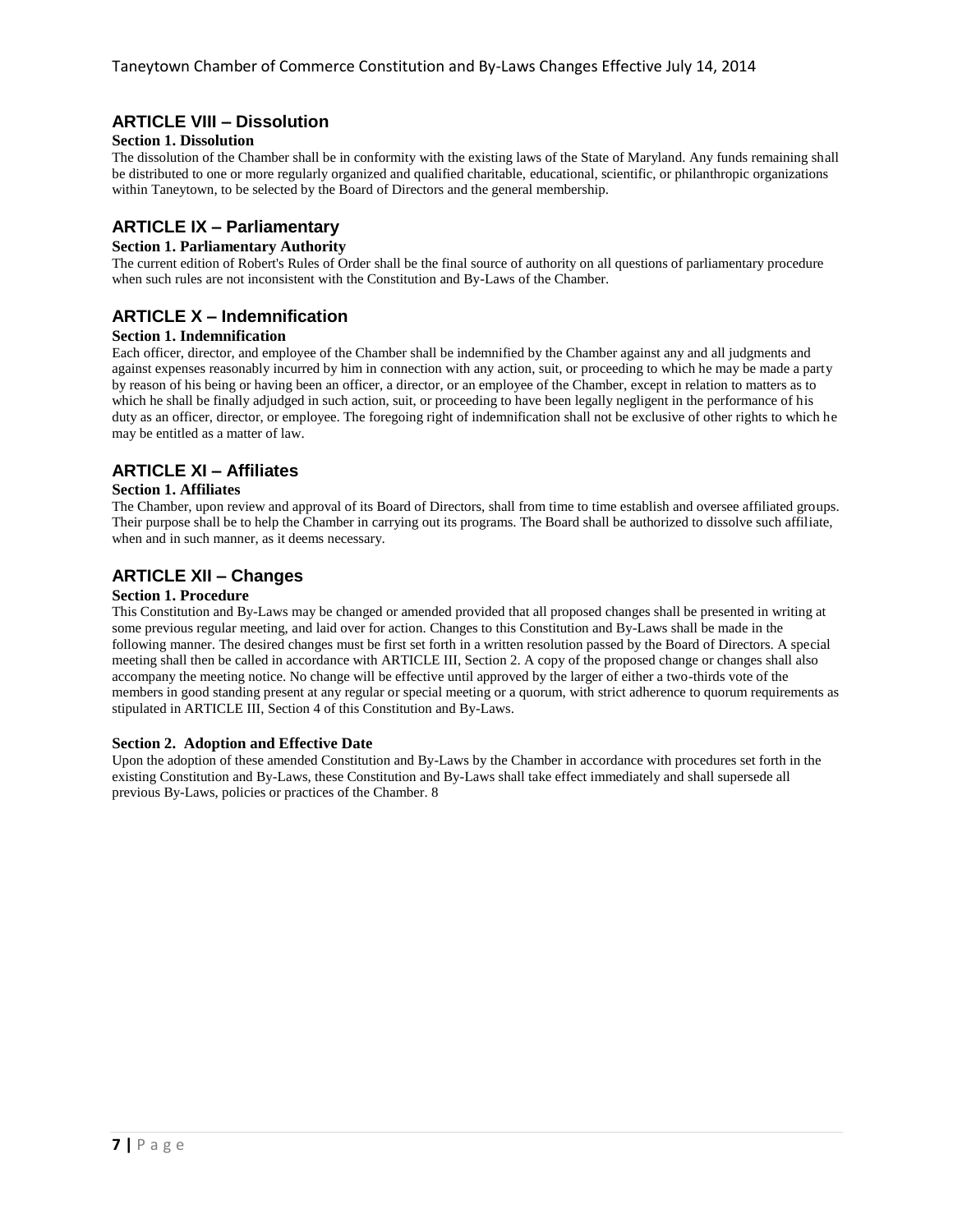## ARTICLE VIII – Dissolution

**Section 1. Dissolution**

The dissolution of the Chamber shall be in conformity with the existing laws of the State of Maryland. Any funds remaining shall be distributed to one or more regularly organized and qualified charitable, educational, scientific, or philanthropic organizations within Taneytown, to be selected by the Board of Directors and the general membership.

## ARTICLE IX – Parliamentary

**Section 1. Parliamentary Authority**

The current edition of Robert's Rules of Order shall be the final source of authority on all questions of parliamentary procedure when such rules are not inconsistent with the Constitution and By-Laws of the Chamber.

## ARTICLE X – Indemnification

**Section 1. Indemnification**

Each officer, director, and employee of the Chamber shall be indemnified by the Chamber against any and all judgments and against expenses reasonably incurred by him in connection with any action, suit, or proceeding to which he may be made a party by reason of his being or having been an officer, a director, or an employee of the Chamber, except in relation to matters as to which he shall be finally adjudged in such action, suit, or proceeding to have been legally negligent in the performance of his duty as an officer, director, or employee. The foregoing right of indemnification shall not be exclusive of other rights to which he may be entitled as a matter of law.

## ARTICLE XI – Affiliates

**Section 1. Affiliates**

The Chamber, upon review and approval of its Board of Directors, shall from time to time establish and oversee affiliated groups. Their purpose shall be to help the Chamber in carrying out its programs. The Board shall be authorized to dissolve such affiliate, when and in such manner, as it deems necessary.

## ARTICLE XII – Changes

**Section 1. Procedure**

This Constitution and By-Laws may be changed or amended provided that all proposed changes shall be presented in writing at some previous regular meeting, and laid over for action. Changes to this Constitution and By-Laws shall be made in the following manner. The desired changes must be first set forth in a written resolution passed by the Board of Directors. A special meeting shall then be called in accordance with ARTICLE III, Section 2. A copy of the proposed change or changes shall also accompany the meeting notice. No change will be effective until approved by the larger of either a two-thirds vote of the members in good standing present at any regular or special meeting or a quorum, with strict adherence to quorum requirements as stipulated in ARTICLE III, Section 4 of this Constitution and By-Laws.

**Section 2. Adoption and Effective Date**

Upon the adoption of these amended Constitution and By-Laws by the Chamber in accordance with procedures set forth in the existing Constitution and By-Laws, these Constitution and By-Laws shall take effect immediately and shall supersede all previous By-Laws, policies or practices of the Chamber. 8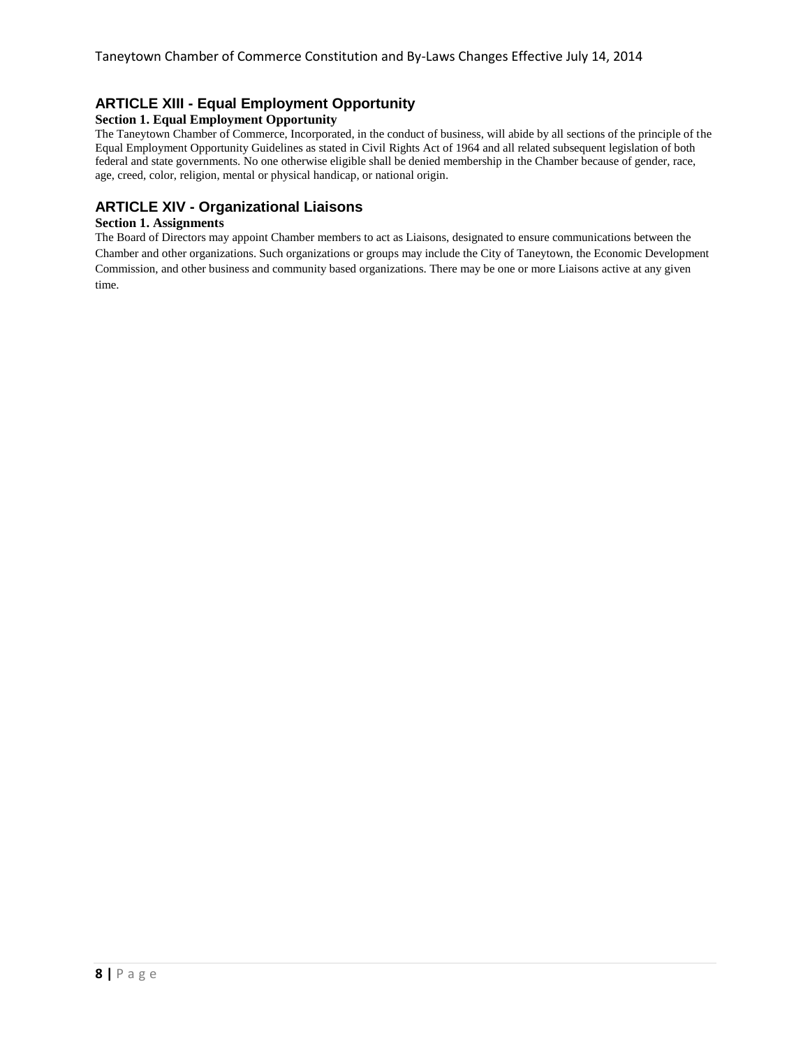## ARTICLE XIII - Equal Employment Opportunity

**Section 1. Equal Employment Opportunity**

The Taneytown Chamber of Commerce, Incorporated, in the conduct of business, will abide by all sections of the principle of the Equal Employment Opportunity Guidelines as stated in Civil Rights Act of 1964 and all related subsequent legislation of both federal and state governments. No one otherwise eligible shall be denied membership in the Chamber because of gender, race, age, creed, color, religion, mental or physical handicap, or national origin.

## ARTICLE XIV - Organizational Liaisons

**Section 1. Assignments**

The Board of Directors may appoint Chamber members to act as Liaisons, designated to ensure communications between the Chamber and other organizations. Such organizations or groups may include the City of Taneytown, the Economic Development Commission, and other business and community based organizations. There may be one or more Liaisons active at any given time.